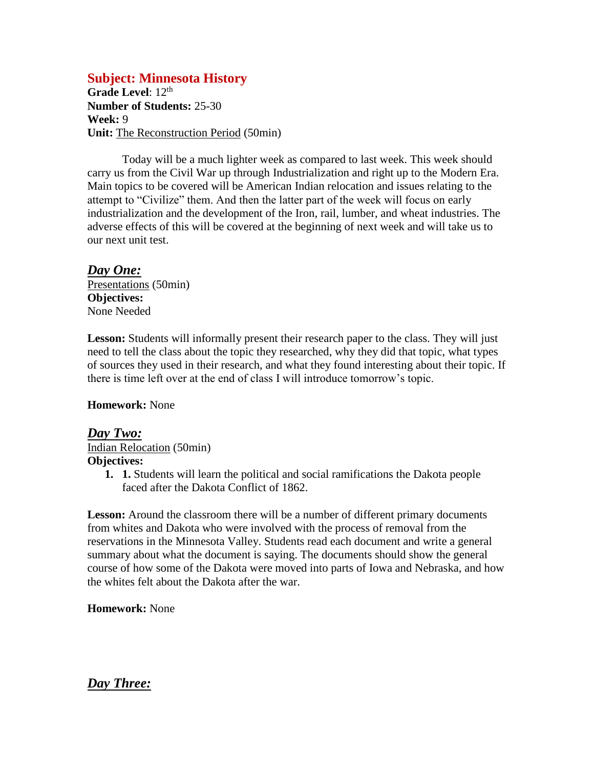## Subject: Minnesota History

**Grade Level**: 12th
**Number of Students:** 25-30
**Week:** 9
**Unit:** The Reconstruction Period (50min)

Today will be a much lighter week as compared to last week. This week should carry us from the Civil War up through Industrialization and right up to the Modern Era. Main topics to be covered will be American Indian relocation and issues relating to the attempt to "Civilize" them. And then the latter part of the week will focus on early industrialization and the development of the Iron, rail, lumber, and wheat industries. The adverse effects of this will be covered at the beginning of next week and will take us to our next unit test.

### *Day One:*

Presentations (50min)
**Objectives:**
None Needed

**Lesson:** Students will informally present their research paper to the class. They will just need to tell the class about the topic they researched, why they did that topic, what types of sources they used in their research, and what they found interesting about their topic. If there is time left over at the end of class I will introduce tomorrow's topic.

**Homework:** None

### *Day Two:*

Indian Relocation (50min)
**Objectives:**

1. **1.** Students will learn the political and social ramifications the Dakota people faced after the Dakota Conflict of 1862.

**Lesson:** Around the classroom there will be a number of different primary documents from whites and Dakota who were involved with the process of removal from the reservations in the Minnesota Valley. Students read each document and write a general summary about what the document is saying. The documents should show the general course of how some of the Dakota were moved into parts of Iowa and Nebraska, and how the whites felt about the Dakota after the war.

**Homework:** None

### *Day Three:*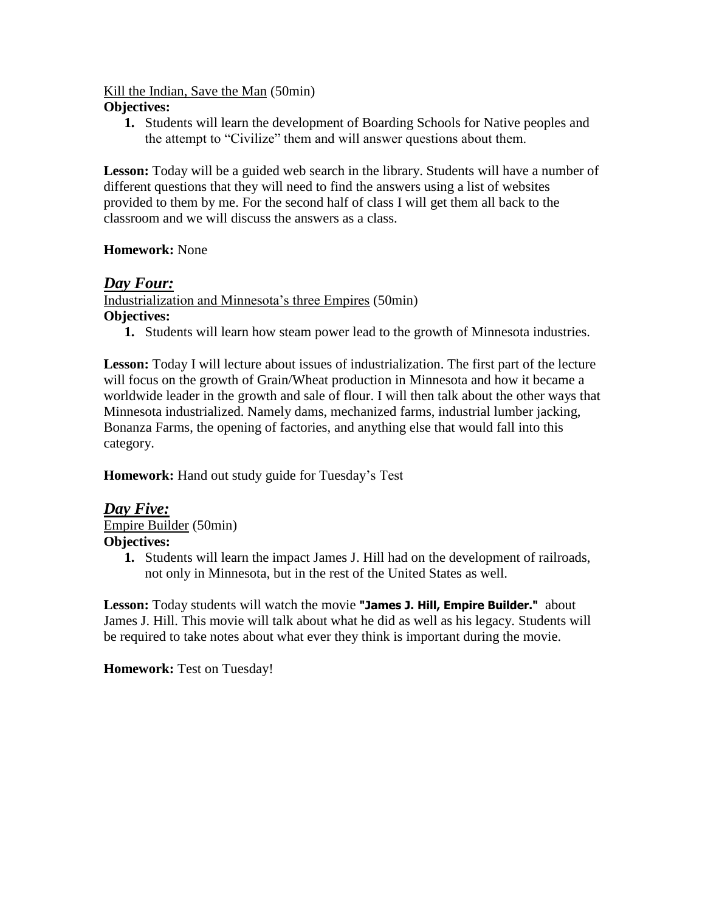Kill the Indian, Save the Man (50min)

**Objectives:**

1. Students will learn the development of Boarding Schools for Native peoples and the attempt to "Civilize" them and will answer questions about them.

**Lesson:** Today will be a guided web search in the library. Students will have a number of different questions that they will need to find the answers using a list of websites provided to them by me. For the second half of class I will get them all back to the classroom and we will discuss the answers as a class.

**Homework:** None

## *Day Four:*

Industrialization and Minnesota's three Empires (50min)

**Objectives:**

1. Students will learn how steam power lead to the growth of Minnesota industries.

**Lesson:** Today I will lecture about issues of industrialization. The first part of the lecture will focus on the growth of Grain/Wheat production in Minnesota and how it became a worldwide leader in the growth and sale of flour. I will then talk about the other ways that Minnesota industrialized. Namely dams, mechanized farms, industrial lumber jacking, Bonanza Farms, the opening of factories, and anything else that would fall into this category.

**Homework:** Hand out study guide for Tuesday's Test

## *Day Five:*

Empire Builder (50min)

**Objectives:**

1. Students will learn the impact James J. Hill had on the development of railroads, not only in Minnesota, but in the rest of the United States as well.

**Lesson:** Today students will watch the movie **"James J. Hill, Empire Builder."** about James J. Hill. This movie will talk about what he did as well as his legacy. Students will be required to take notes about what ever they think is important during the movie.

**Homework:** Test on Tuesday!